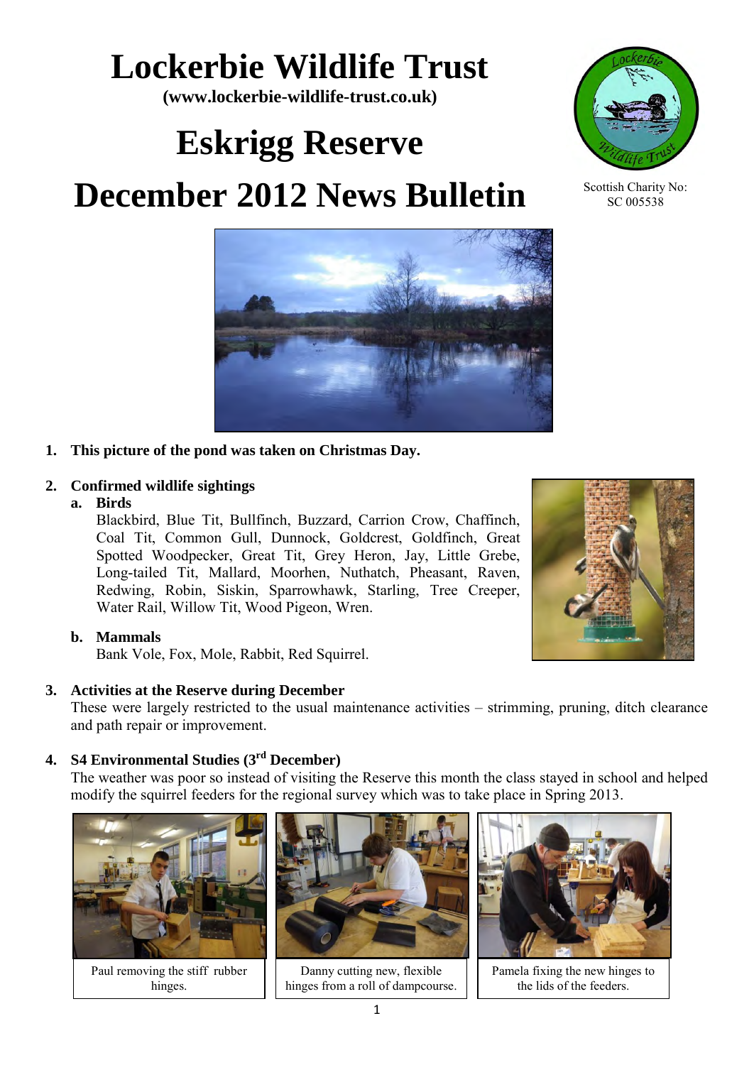# Lockerbie Wildlife Trust

**(www.lockerbie-wildlife-trust.co.uk)**

# Eskrigg Reserve

# December 2012 News Bulletin

Scottish Charity No: SC 005538

1. **This picture of the pond was taken on Christmas Day.**

2. **Confirmed wildlife sightings**

   a. **Birds**

   Blackbird, Blue Tit, Bullfinch, Buzzard, Carrion Crow, Chaffinch, Coal Tit, Common Gull, Dunnock, Goldcrest, Goldfinch, Great Spotted Woodpecker, Great Tit, Grey Heron, Jay, Little Grebe, Long-tailed Tit, Mallard, Moorhen, Nuthatch, Pheasant, Raven, Redwing, Robin, Siskin, Sparrowhawk, Starling, Tree Creeper, Water Rail, Willow Tit, Wood Pigeon, Wren.

   b. **Mammals**

   Bank Vole, Fox, Mole, Rabbit, Red Squirrel.

3. **Activities at the Reserve during December**

   These were largely restricted to the usual maintenance activities – strimming, pruning, ditch clearance and path repair or improvement.

4. **S4 Environmental Studies (3rd December)**

   The weather was poor so instead of visiting the Reserve this month the class stayed in school and helped modify the squirrel feeders for the regional survey which was to take place in Spring 2013.

Paul removing the stiff rubber hinges.

Danny cutting new, flexible hinges from a roll of dampcourse.

Pamela fixing the new hinges to the lids of the feeders.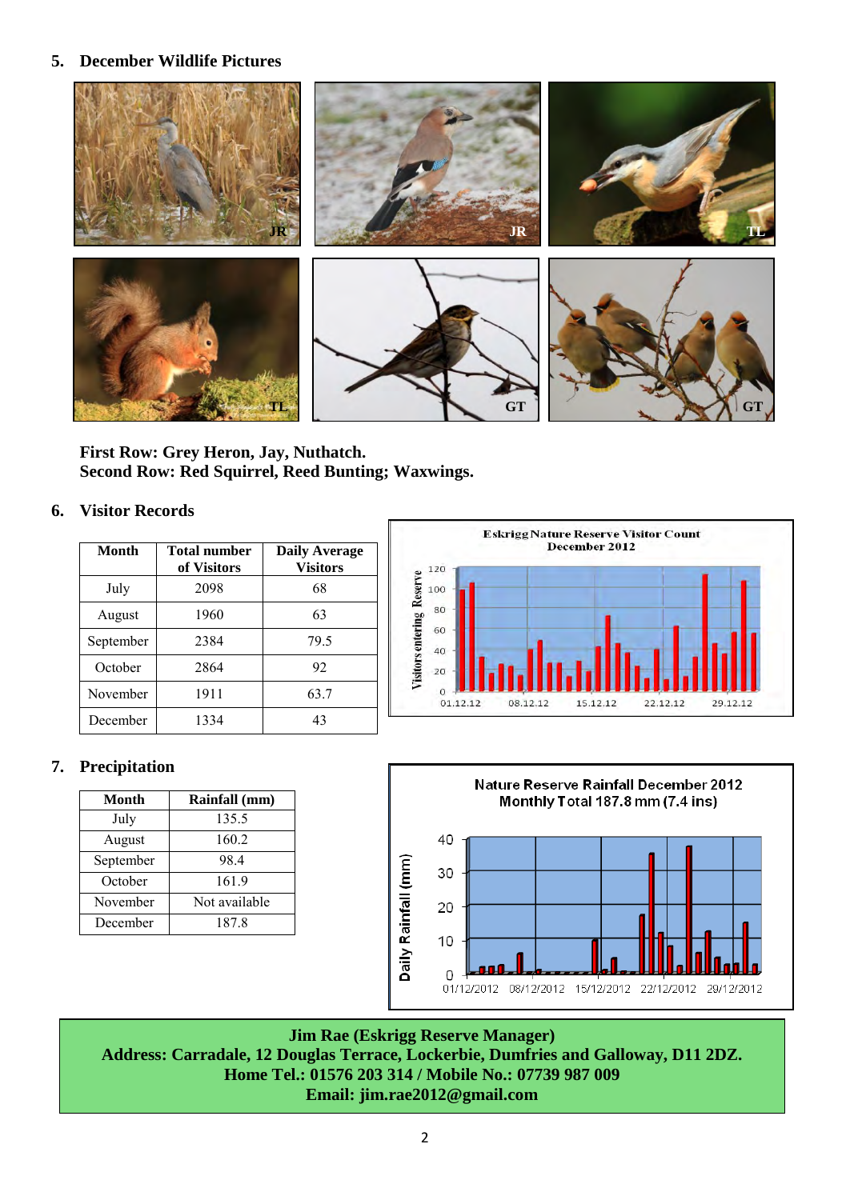## 5. December Wildlife Pictures

JR JR TL
TL GT GT

**First Row: Grey Heron, Jay, Nuthatch.**
**Second Row: Red Squirrel, Reed Bunting; Waxwings.**

## 6. Visitor Records

| Month | Total number of Visitors | Daily Average Visitors |
|---|---|---|
| July | 2098 | 68 |
| August | 1960 | 63 |
| September | 2384 | 79.5 |
| October | 2864 | 92 |
| November | 1911 | 63.7 |
| December | 1334 | 43 |

Eskrigg Nature Reserve Visitor Count
December 2012

Visitors entering Reserve

120
100
80
60
40
20
0

01.12.12 08.12.12 15.12.12 22.12.12 29.12.12

## 7. Precipitation

| Month | Rainfall (mm) |
|---|---|
| July | 135.5 |
| August | 160.2 |
| September | 98.4 |
| October | 161.9 |
| November | Not available |
| December | 187.8 |

Nature Reserve Rainfall December 2012
Monthly Total 187.8 mm (7.4 ins)

Daily Rainfall (mm)

40
30
20
10
0

01/12/2012 08/12/2012 15/12/2012 22/12/2012 29/12/2012

**Jim Rae (Eskrigg Reserve Manager)**
**Address: Carradale, 12 Douglas Terrace, Lockerbie, Dumfries and Galloway, D11 2DZ.**
**Home Tel.: 01576 203 314 / Mobile No.: 07739 987 009**
**Email: jim.rae2012@gmail.com**